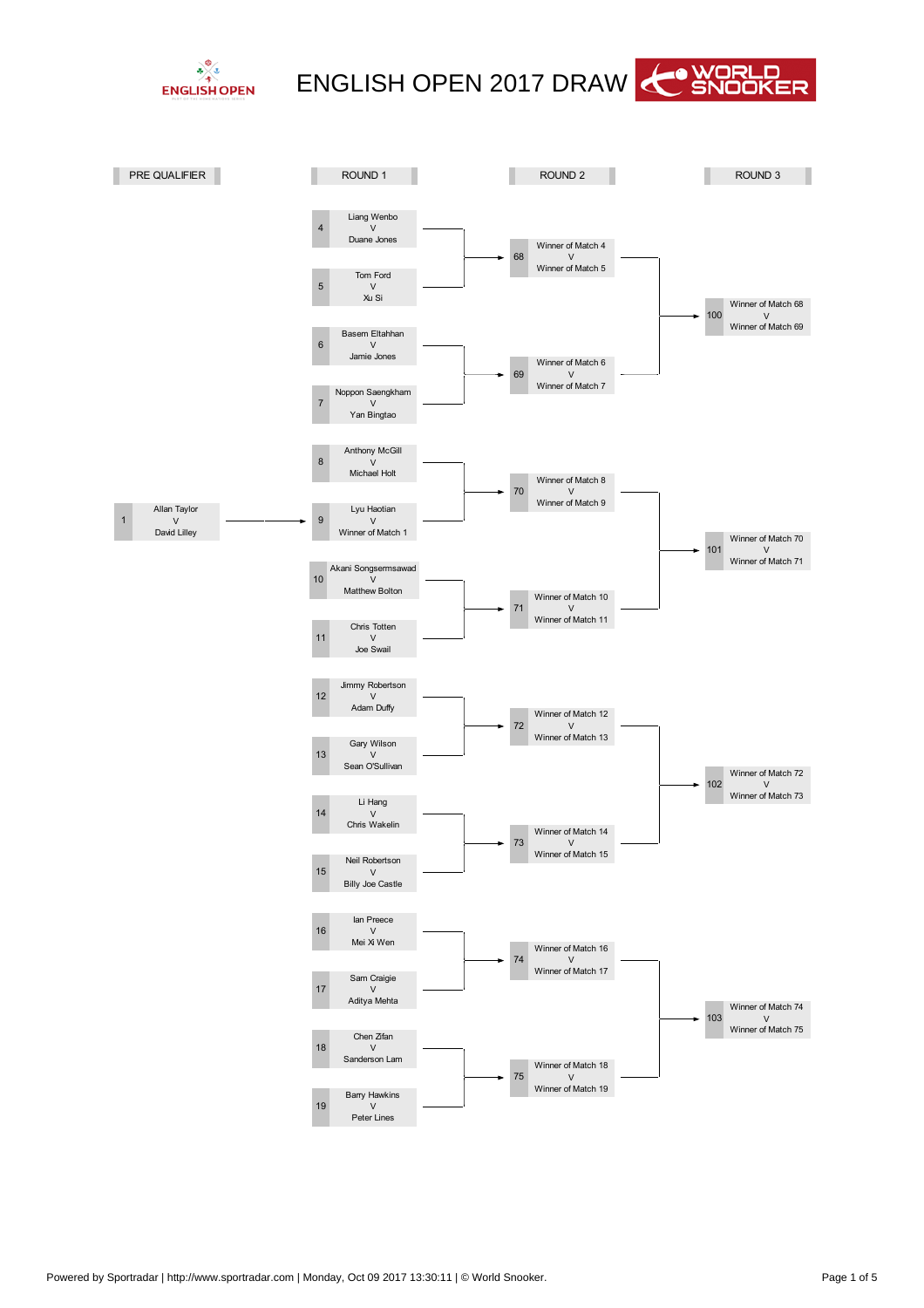# ENGLISH OPEN 2017 DRAW

## PRE QUALIFIER

| Match | Players |
|---|---|
| 1 | Allan Taylor v David Lilley |

## ROUND 1

| Match | Players |
|---|---|
| 4 | Liang Wenbo v Duane Jones |
| 5 | Tom Ford v Xu Si |
| 6 | Basem Eltahhan v Jamie Jones |
| 7 | Noppon Saengkham v Yan Bingtao |
| 8 | Anthony McGill v Michael Holt |
| 9 | Lyu Haotian v Winner of Match 1 |
| 10 | Akani Songsermsawad v Matthew Bolton |
| 11 | Chris Totten v Joe Swail |
| 12 | Jimmy Robertson v Adam Duffy |
| 13 | Gary Wilson v Sean O'Sullivan |
| 14 | Li Hang v Chris Wakelin |
| 15 | Neil Robertson v Billy Joe Castle |
| 16 | Ian Preece v Mei Xi Wen |
| 17 | Sam Craigie v Aditya Mehta |
| 18 | Chen Zifan v Sanderson Lam |
| 19 | Barry Hawkins v Peter Lines |

## ROUND 2

| Match | Players |
|---|---|
| 68 | Winner of Match 4 v Winner of Match 5 |
| 69 | Winner of Match 6 v Winner of Match 7 |
| 70 | Winner of Match 8 v Winner of Match 9 |
| 71 | Winner of Match 10 v Winner of Match 11 |
| 72 | Winner of Match 12 v Winner of Match 13 |
| 73 | Winner of Match 14 v Winner of Match 15 |
| 74 | Winner of Match 16 v Winner of Match 17 |
| 75 | Winner of Match 18 v Winner of Match 19 |

## ROUND 3

| Match | Players |
|---|---|
| 100 | Winner of Match 68 v Winner of Match 69 |
| 101 | Winner of Match 70 v Winner of Match 71 |
| 102 | Winner of Match 72 v Winner of Match 73 |
| 103 | Winner of Match 74 v Winner of Match 75 |

Powered by Sportradar | http://www.sportradar.com | Monday, Oct 09 2017 13:30:11 | © World Snooker.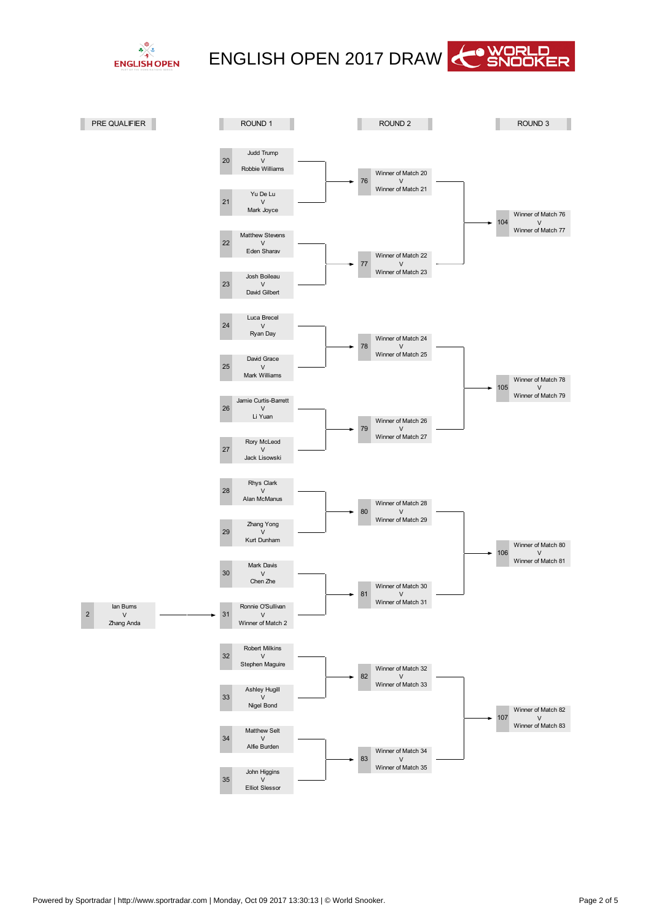# ENGLISH OPEN 2017 DRAW

## PRE QUALIFIER

| Match | Players |
|---|---|
| 2 | Ian Burns v Zhang Anda |

## ROUND 1

| Match | Players |
|---|---|
| 20 | Judd Trump v Robbie Williams |
| 21 | Yu De Lu v Mark Joyce |
| 22 | Matthew Stevens v Eden Sharav |
| 23 | Josh Boileau v David Gilbert |
| 24 | Luca Brecel v Ryan Day |
| 25 | David Grace v Mark Williams |
| 26 | Jamie Curtis-Barrett v Li Yuan |
| 27 | Rory McLeod v Jack Lisowski |
| 28 | Rhys Clark v Alan McManus |
| 29 | Zhang Yong v Kurt Dunham |
| 30 | Mark Davis v Chen Zhe |
| 31 | Ronnie O'Sullivan v Winner of Match 2 |
| 32 | Robert Milkins v Stephen Maguire |
| 33 | Ashley Hugill v Nigel Bond |
| 34 | Matthew Selt v Alfie Burden |
| 35 | John Higgins v Elliot Slessor |

## ROUND 2

| Match | Players |
|---|---|
| 76 | Winner of Match 20 v Winner of Match 21 |
| 77 | Winner of Match 22 v Winner of Match 23 |
| 78 | Winner of Match 24 v Winner of Match 25 |
| 79 | Winner of Match 26 v Winner of Match 27 |
| 80 | Winner of Match 28 v Winner of Match 29 |
| 81 | Winner of Match 30 v Winner of Match 31 |
| 82 | Winner of Match 32 v Winner of Match 33 |
| 83 | Winner of Match 34 v Winner of Match 35 |

## ROUND 3

| Match | Players |
|---|---|
| 104 | Winner of Match 76 v Winner of Match 77 |
| 105 | Winner of Match 78 v Winner of Match 79 |
| 106 | Winner of Match 80 v Winner of Match 81 |
| 107 | Winner of Match 82 v Winner of Match 83 |

Powered by Sportradar | http://www.sportradar.com | Monday, Oct 09 2017 13:30:13 | © World Snooker.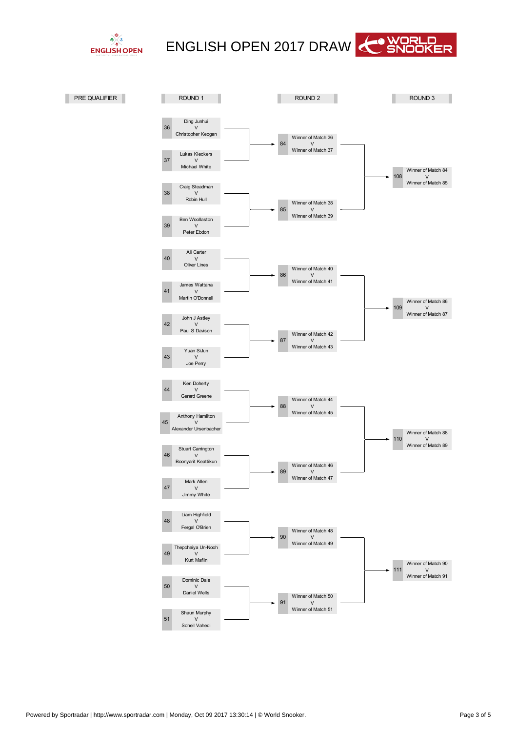# ENGLISH OPEN 2017 DRAW

| PRE QUALIFIER | ROUND 1 | ROUND 2 | ROUND 3 |
|---|---|---|---|
| | 36 Ding Junhui V Christopher Keogan | | |
| | | 84 Winner of Match 36 V Winner of Match 37 | |
| | 37 Lukas Kleckers V Michael White | | |
| | | | 108 Winner of Match 84 V Winner of Match 85 |
| | 38 Craig Steadman V Robin Hull | | |
| | | 85 Winner of Match 38 V Winner of Match 39 | |
| | 39 Ben Woollaston V Peter Ebdon | | |
| | 40 Ali Carter V Oliver Lines | | |
| | | 86 Winner of Match 40 V Winner of Match 41 | |
| | 41 James Wattana V Martin O'Donnell | | |
| | | | 109 Winner of Match 86 V Winner of Match 87 |
| | 42 John J Astley V Paul S Davison | | |
| | | 87 Winner of Match 42 V Winner of Match 43 | |
| | 43 Yuan SiJun V Joe Perry | | |
| | 44 Ken Doherty V Gerard Greene | | |
| | | 88 Winner of Match 44 V Winner of Match 45 | |
| | 45 Anthony Hamilton V Alexander Ursenbacher | | |
| | | | 110 Winner of Match 88 V Winner of Match 89 |
| | 46 Stuart Carrington V Boonyarit Keattikun | | |
| | | 89 Winner of Match 46 V Winner of Match 47 | |
| | 47 Mark Allen V Jimmy White | | |
| | 48 Liam Highfield V Fergal O'Brien | | |
| | | 90 Winner of Match 48 V Winner of Match 49 | |
| | 49 Thepchaiya Un-Nooh V Kurt Maflin | | |
| | | | 111 Winner of Match 90 V Winner of Match 91 |
| | 50 Dominic Dale V Daniel Wells | | |
| | | 91 Winner of Match 50 V Winner of Match 51 | |
| | 51 Shaun Murphy V Soheil Vahedi | | |

Powered by Sportradar | http://www.sportradar.com | Monday, Oct 09 2017 13:30:14 | © World Snooker.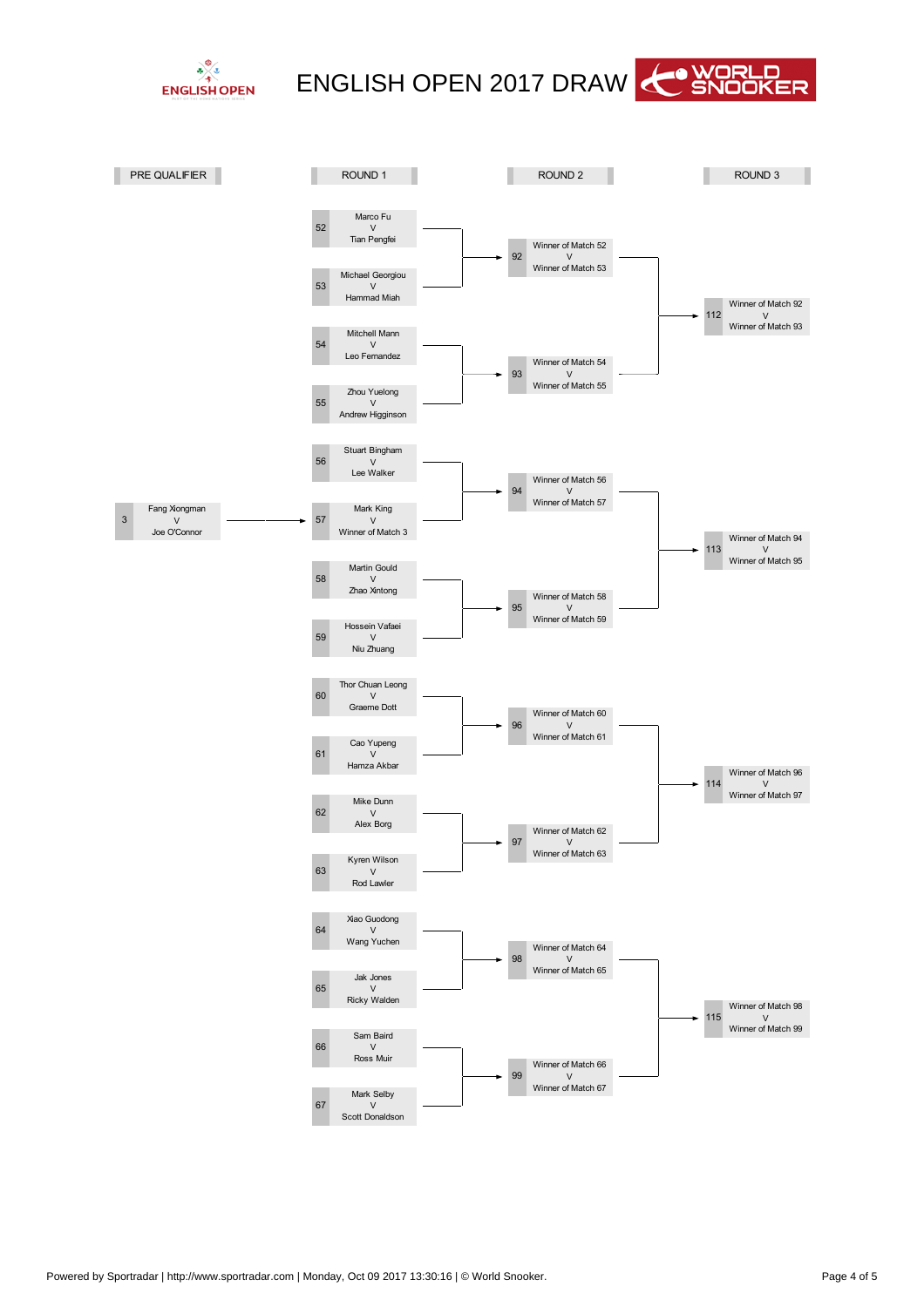# ENGLISH OPEN 2017 DRAW

## PRE QUALIFIER

| Match | Players |
|---|---|
| 3 | Fang Xiongman v Joe O'Connor |

## ROUND 1

| Match | Players |
|---|---|
| 52 | Marco Fu v Tian Pengfei |
| 53 | Michael Georgiou v Hammad Miah |
| 54 | Mitchell Mann v Leo Fernandez |
| 55 | Zhou Yuelong v Andrew Higginson |
| 56 | Stuart Bingham v Lee Walker |
| 57 | Mark King v Winner of Match 3 |
| 58 | Martin Gould v Zhao Xintong |
| 59 | Hossein Vafaei v Niu Zhuang |
| 60 | Thor Chuan Leong v Graeme Dott |
| 61 | Cao Yupeng v Hamza Akbar |
| 62 | Mike Dunn v Alex Borg |
| 63 | Kyren Wilson v Rod Lawler |
| 64 | Xiao Guodong v Wang Yuchen |
| 65 | Jak Jones v Ricky Walden |
| 66 | Sam Baird v Ross Muir |
| 67 | Mark Selby v Scott Donaldson |

## ROUND 2

| Match | Players |
|---|---|
| 92 | Winner of Match 52 v Winner of Match 53 |
| 93 | Winner of Match 54 v Winner of Match 55 |
| 94 | Winner of Match 56 v Winner of Match 57 |
| 95 | Winner of Match 58 v Winner of Match 59 |
| 96 | Winner of Match 60 v Winner of Match 61 |
| 97 | Winner of Match 62 v Winner of Match 63 |
| 98 | Winner of Match 64 v Winner of Match 65 |
| 99 | Winner of Match 66 v Winner of Match 67 |

## ROUND 3

| Match | Players |
|---|---|
| 112 | Winner of Match 92 v Winner of Match 93 |
| 113 | Winner of Match 94 v Winner of Match 95 |
| 114 | Winner of Match 96 v Winner of Match 97 |
| 115 | Winner of Match 98 v Winner of Match 99 |

Powered by Sportradar | http://www.sportradar.com | Monday, Oct 09 2017 13:30:16 | © World Snooker.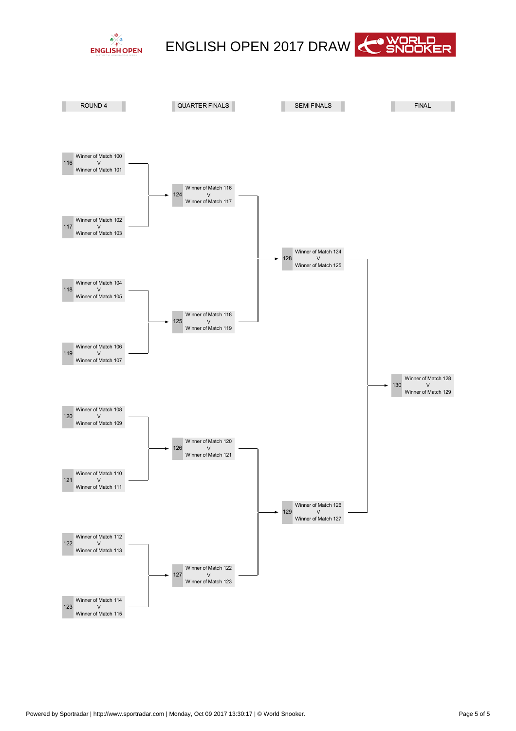# ENGLISH OPEN 2017 DRAW

ENGLISH OPEN

WORLD SNOOKER

## ROUND 4

116 Winner of Match 100 V Winner of Match 101

117 Winner of Match 102 V Winner of Match 103

118 Winner of Match 104 V Winner of Match 105

119 Winner of Match 106 V Winner of Match 107

120 Winner of Match 108 V Winner of Match 109

121 Winner of Match 110 V Winner of Match 111

122 Winner of Match 112 V Winner of Match 113

123 Winner of Match 114 V Winner of Match 115

## QUARTER FINALS

124 Winner of Match 116 V Winner of Match 117

125 Winner of Match 118 V Winner of Match 119

126 Winner of Match 120 V Winner of Match 121

127 Winner of Match 122 V Winner of Match 123

## SEMI FINALS

128 Winner of Match 124 V Winner of Match 125

129 Winner of Match 126 V Winner of Match 127

## FINAL

130 Winner of Match 128 V Winner of Match 129

Powered by Sportradar | http://www.sportradar.com | Monday, Oct 09 2017 13:30:17 | © World Snooker.